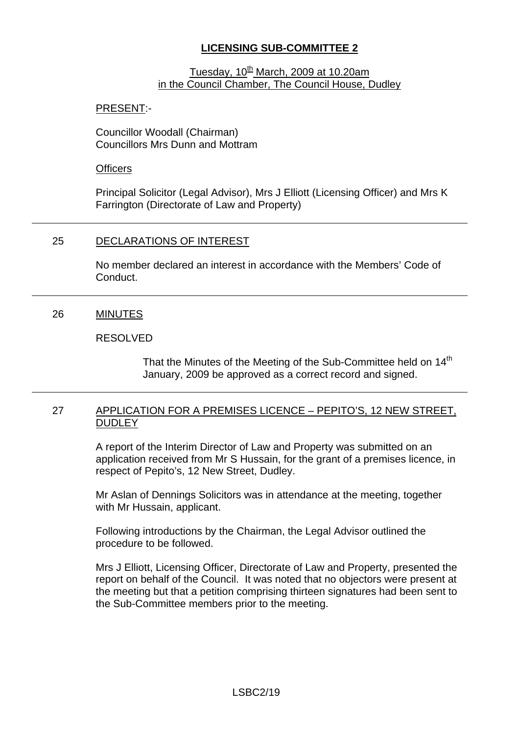# LICENSING SUB-COMMITTEE 2

Tuesday, 10th March, 2009 at 10.20am
in the Council Chamber, The Council House, Dudley

PRESENT:-

Councillor Woodall (Chairman)
Councillors Mrs Dunn and Mottram

Officers

Principal Solicitor (Legal Advisor), Mrs J Elliott (Licensing Officer) and Mrs K Farrington (Directorate of Law and Property)

---

## 25 DECLARATIONS OF INTEREST

No member declared an interest in accordance with the Members' Code of Conduct.

---

## 26 MINUTES

RESOLVED

> That the Minutes of the Meeting of the Sub-Committee held on 14th January, 2009 be approved as a correct record and signed.

---

## 27 APPLICATION FOR A PREMISES LICENCE – PEPITO'S, 12 NEW STREET, DUDLEY

A report of the Interim Director of Law and Property was submitted on an application received from Mr S Hussain, for the grant of a premises licence, in respect of Pepito's, 12 New Street, Dudley.

Mr Aslan of Dennings Solicitors was in attendance at the meeting, together with Mr Hussain, applicant.

Following introductions by the Chairman, the Legal Advisor outlined the procedure to be followed.

Mrs J Elliott, Licensing Officer, Directorate of Law and Property, presented the report on behalf of the Council. It was noted that no objectors were present at the meeting but that a petition comprising thirteen signatures had been sent to the Sub-Committee members prior to the meeting.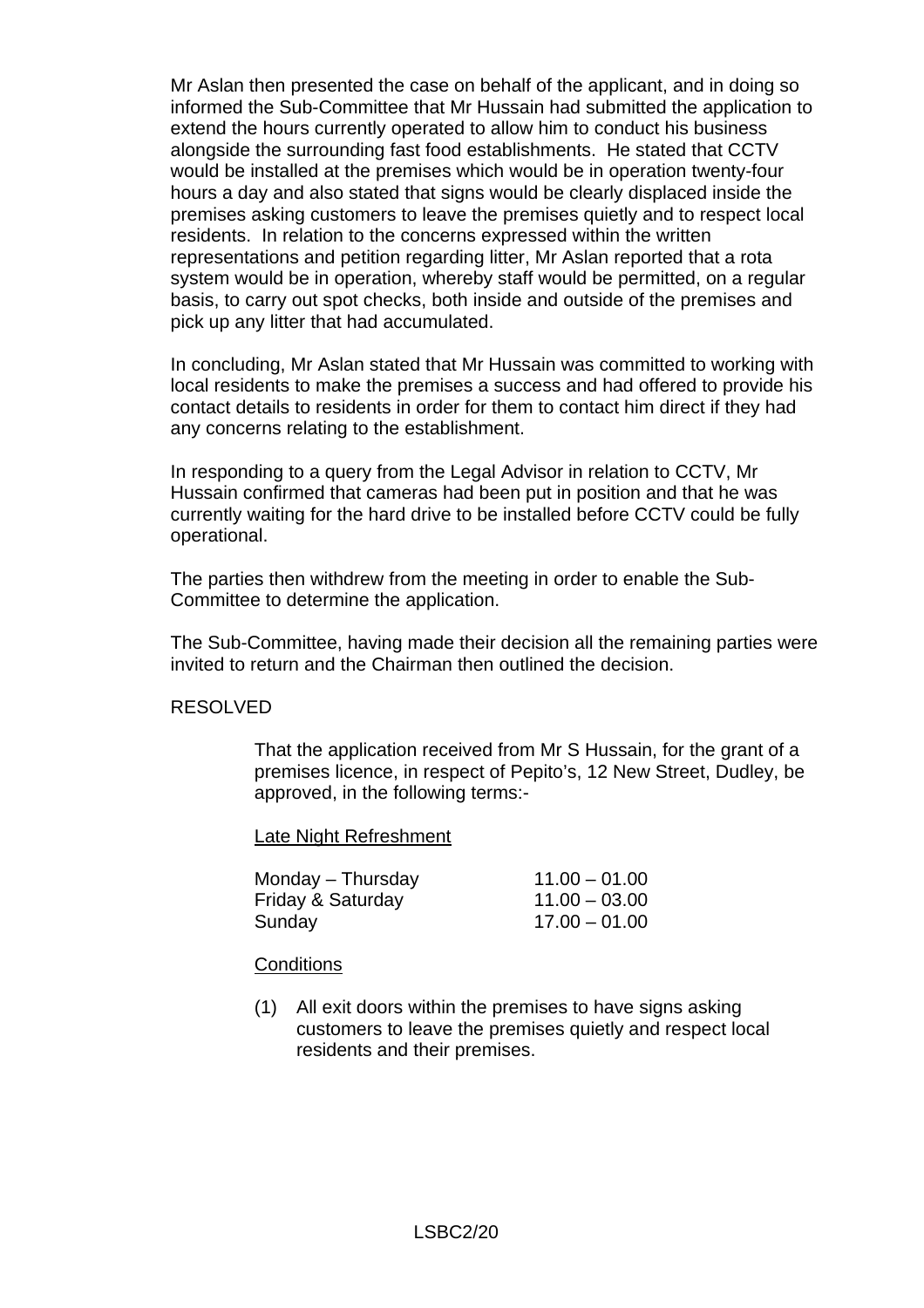Mr Aslan then presented the case on behalf of the applicant, and in doing so informed the Sub-Committee that Mr Hussain had submitted the application to extend the hours currently operated to allow him to conduct his business alongside the surrounding fast food establishments. He stated that CCTV would be installed at the premises which would be in operation twenty-four hours a day and also stated that signs would be clearly displaced inside the premises asking customers to leave the premises quietly and to respect local residents. In relation to the concerns expressed within the written representations and petition regarding litter, Mr Aslan reported that a rota system would be in operation, whereby staff would be permitted, on a regular basis, to carry out spot checks, both inside and outside of the premises and pick up any litter that had accumulated.

In concluding, Mr Aslan stated that Mr Hussain was committed to working with local residents to make the premises a success and had offered to provide his contact details to residents in order for them to contact him direct if they had any concerns relating to the establishment.

In responding to a query from the Legal Advisor in relation to CCTV, Mr Hussain confirmed that cameras had been put in position and that he was currently waiting for the hard drive to be installed before CCTV could be fully operational.

The parties then withdrew from the meeting in order to enable the Sub-Committee to determine the application.

The Sub-Committee, having made their decision all the remaining parties were invited to return and the Chairman then outlined the decision.

RESOLVED

> That the application received from Mr S Hussain, for the grant of a premises licence, in respect of Pepito's, 12 New Street, Dudley, be approved, in the following terms:-
>
> Late Night Refreshment
>
> | | |
> |---|---|
> | Monday – Thursday | 11.00 – 01.00 |
> | Friday & Saturday | 11.00 – 03.00 |
> | Sunday | 17.00 – 01.00 |
>
> Conditions
>
> (1) All exit doors within the premises to have signs asking customers to leave the premises quietly and respect local residents and their premises.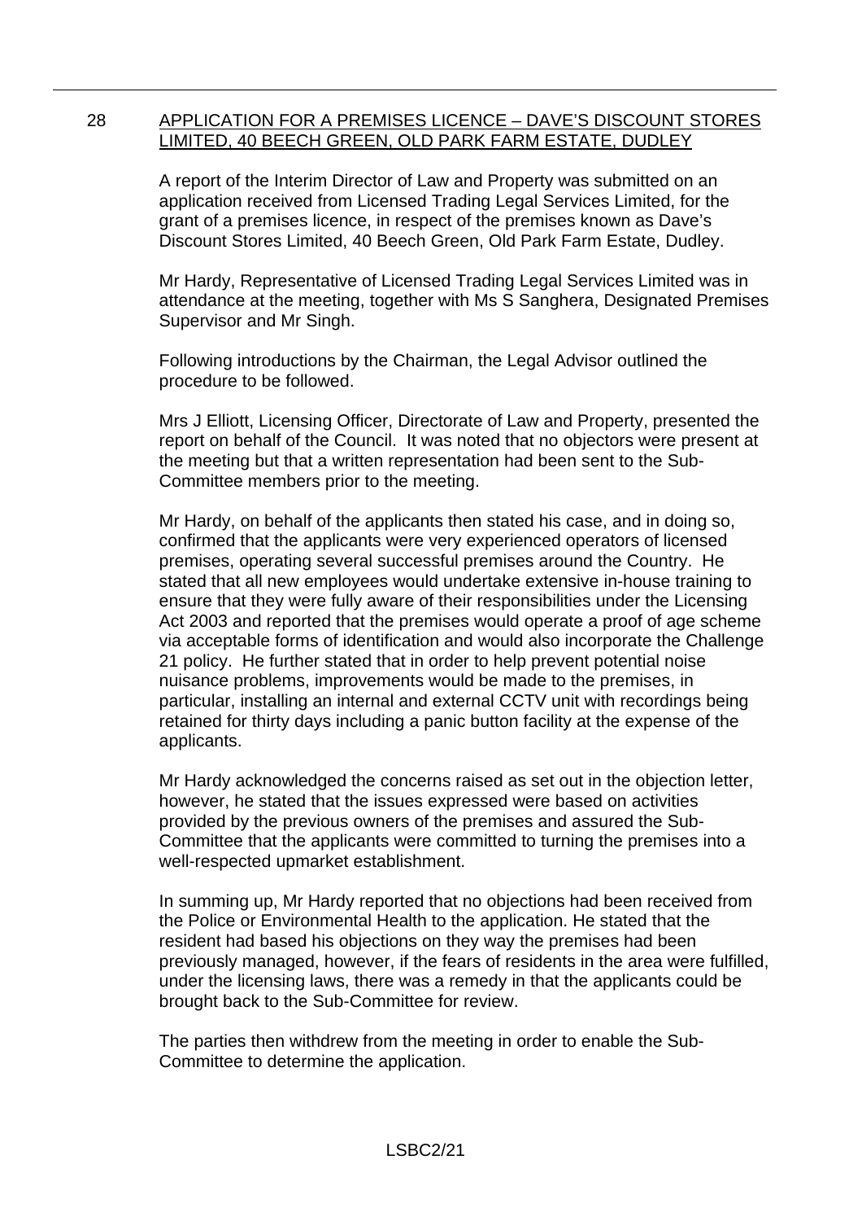## 28 APPLICATION FOR A PREMISES LICENCE – DAVE'S DISCOUNT STORES LIMITED, 40 BEECH GREEN, OLD PARK FARM ESTATE, DUDLEY

A report of the Interim Director of Law and Property was submitted on an application received from Licensed Trading Legal Services Limited, for the grant of a premises licence, in respect of the premises known as Dave's Discount Stores Limited, 40 Beech Green, Old Park Farm Estate, Dudley.

Mr Hardy, Representative of Licensed Trading Legal Services Limited was in attendance at the meeting, together with Ms S Sanghera, Designated Premises Supervisor and Mr Singh.

Following introductions by the Chairman, the Legal Advisor outlined the procedure to be followed.

Mrs J Elliott, Licensing Officer, Directorate of Law and Property, presented the report on behalf of the Council. It was noted that no objectors were present at the meeting but that a written representation had been sent to the Sub-Committee members prior to the meeting.

Mr Hardy, on behalf of the applicants then stated his case, and in doing so, confirmed that the applicants were very experienced operators of licensed premises, operating several successful premises around the Country. He stated that all new employees would undertake extensive in-house training to ensure that they were fully aware of their responsibilities under the Licensing Act 2003 and reported that the premises would operate a proof of age scheme via acceptable forms of identification and would also incorporate the Challenge 21 policy. He further stated that in order to help prevent potential noise nuisance problems, improvements would be made to the premises, in particular, installing an internal and external CCTV unit with recordings being retained for thirty days including a panic button facility at the expense of the applicants.

Mr Hardy acknowledged the concerns raised as set out in the objection letter, however, he stated that the issues expressed were based on activities provided by the previous owners of the premises and assured the Sub-Committee that the applicants were committed to turning the premises into a well-respected upmarket establishment.

In summing up, Mr Hardy reported that no objections had been received from the Police or Environmental Health to the application. He stated that the resident had based his objections on they way the premises had been previously managed, however, if the fears of residents in the area were fulfilled, under the licensing laws, there was a remedy in that the applicants could be brought back to the Sub-Committee for review.

The parties then withdrew from the meeting in order to enable the Sub-Committee to determine the application.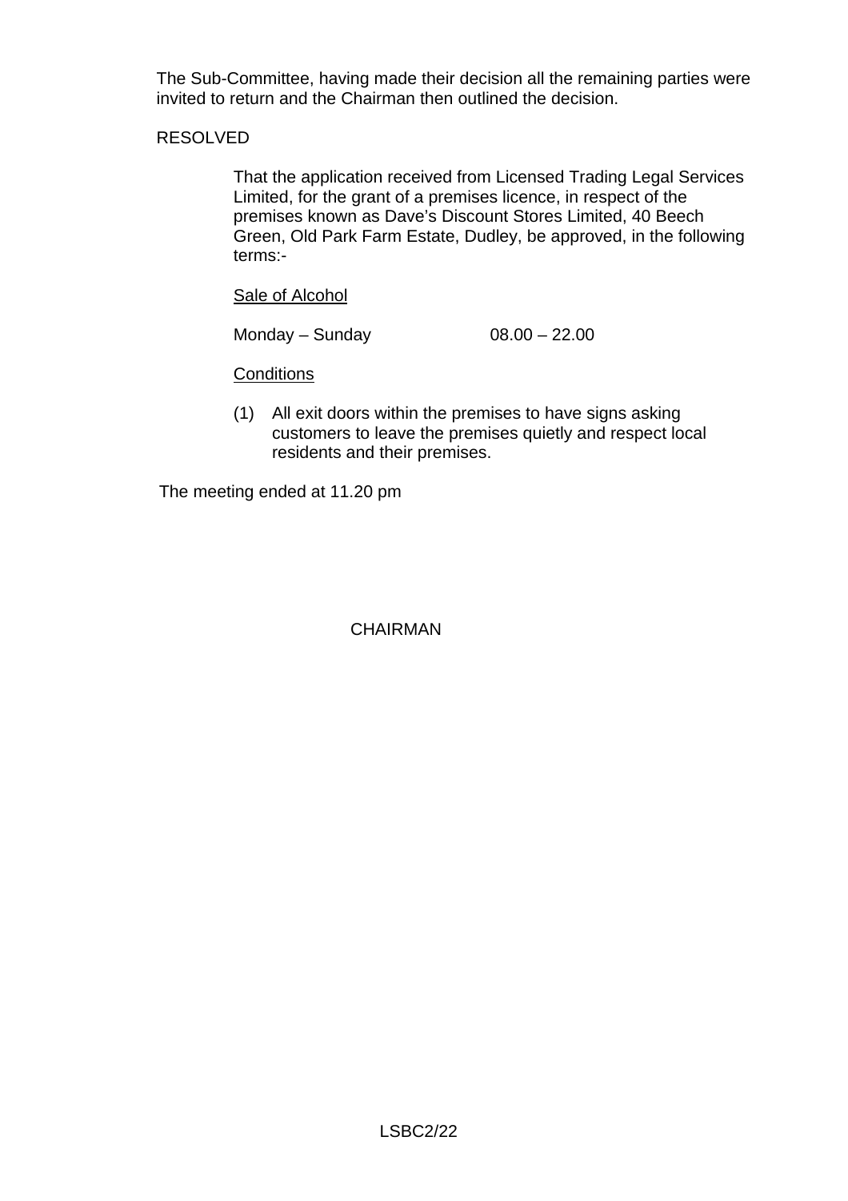The Sub-Committee, having made their decision all the remaining parties were invited to return and the Chairman then outlined the decision.

RESOLVED

That the application received from Licensed Trading Legal Services Limited, for the grant of a premises licence, in respect of the premises known as Dave's Discount Stores Limited, 40 Beech Green, Old Park Farm Estate, Dudley, be approved, in the following terms:-

Sale of Alcohol

Monday – Sunday 08.00 – 22.00

Conditions

(1) All exit doors within the premises to have signs asking customers to leave the premises quietly and respect local residents and their premises.

The meeting ended at 11.20 pm

CHAIRMAN

LSBC2/22